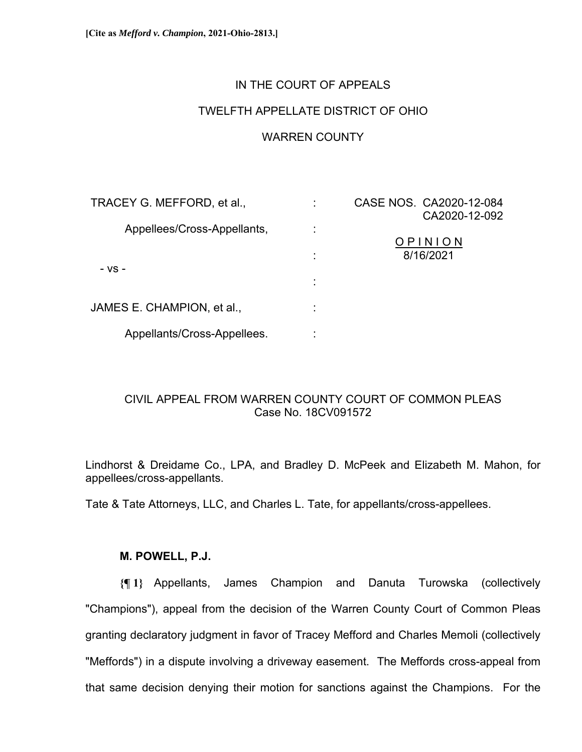**[Cite as *Mefford v. Champion*, 2021-Ohio-2813.]**

IN THE COURT OF APPEALS

TWELFTH APPELLATE DISTRICT OF OHIO

WARREN COUNTY

| | | |
|---|---|---|
| TRACEY G. MEFFORD, et al., | : | CASE NOS. CA2020-12-084 CA2020-12-092 |
| Appellees/Cross-Appellants, | : | |
| | : | OPINION 8/16/2021 |
| - vs - | : | |
| JAMES E. CHAMPION, et al., | : | |
| Appellants/Cross-Appellees. | : | |

CIVIL APPEAL FROM WARREN COUNTY COURT OF COMMON PLEAS
Case No. 18CV091572

Lindhorst & Dreidame Co., LPA, and Bradley D. McPeek and Elizabeth M. Mahon, for appellees/cross-appellants.

Tate & Tate Attorneys, LLC, and Charles L. Tate, for appellants/cross-appellees.

**M. POWELL, P.J.**

**{¶ 1}** Appellants, James Champion and Danuta Turowska (collectively "Champions"), appeal from the decision of the Warren County Court of Common Pleas granting declaratory judgment in favor of Tracey Mefford and Charles Memoli (collectively "Meffords") in a dispute involving a driveway easement. The Meffords cross-appeal from that same decision denying their motion for sanctions against the Champions. For the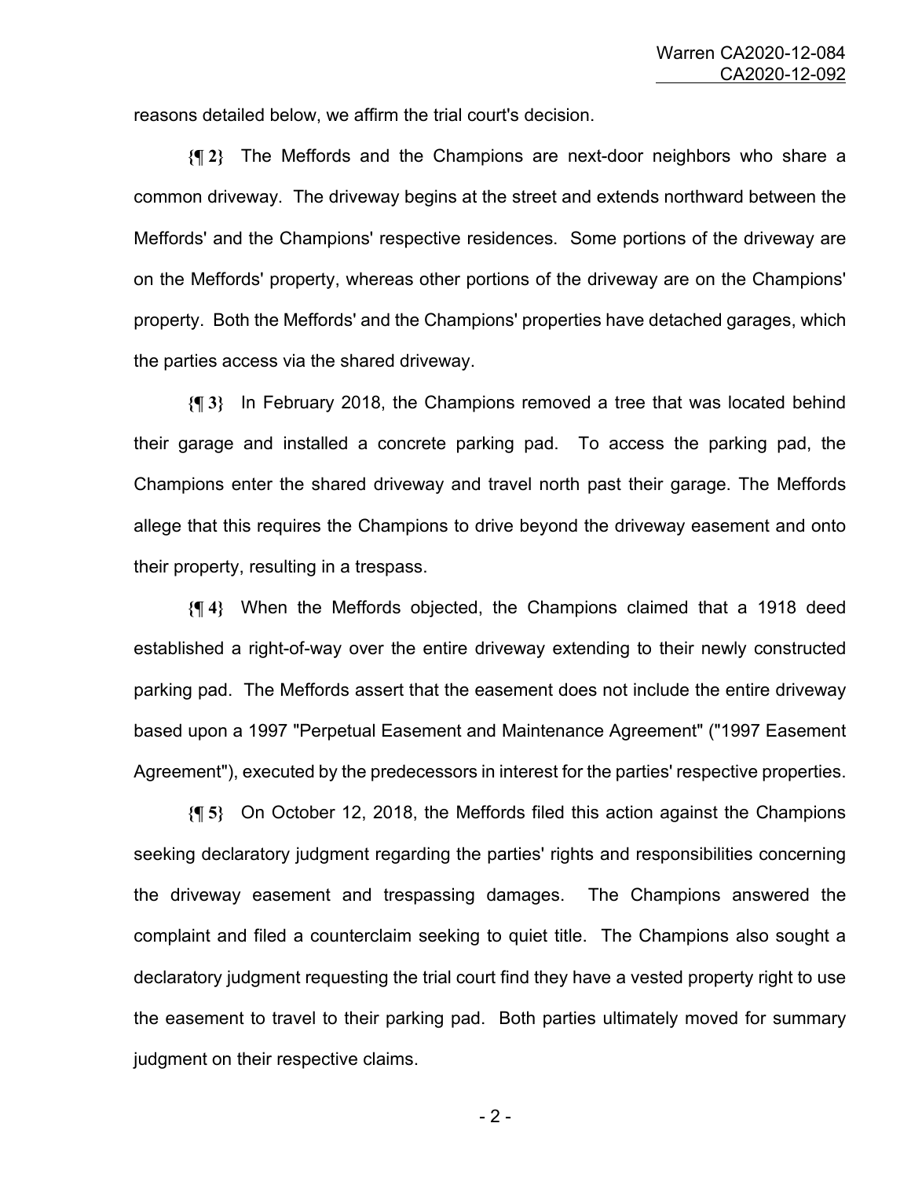reasons detailed below, we affirm the trial court's decision.

**{¶ 2}** The Meffords and the Champions are next-door neighbors who share a common driveway. The driveway begins at the street and extends northward between the Meffords' and the Champions' respective residences. Some portions of the driveway are on the Meffords' property, whereas other portions of the driveway are on the Champions' property. Both the Meffords' and the Champions' properties have detached garages, which the parties access via the shared driveway.

**{¶ 3}** In February 2018, the Champions removed a tree that was located behind their garage and installed a concrete parking pad. To access the parking pad, the Champions enter the shared driveway and travel north past their garage. The Meffords allege that this requires the Champions to drive beyond the driveway easement and onto their property, resulting in a trespass.

**{¶ 4}** When the Meffords objected, the Champions claimed that a 1918 deed established a right-of-way over the entire driveway extending to their newly constructed parking pad. The Meffords assert that the easement does not include the entire driveway based upon a 1997 "Perpetual Easement and Maintenance Agreement" ("1997 Easement Agreement"), executed by the predecessors in interest for the parties' respective properties.

**{¶ 5}** On October 12, 2018, the Meffords filed this action against the Champions seeking declaratory judgment regarding the parties' rights and responsibilities concerning the driveway easement and trespassing damages. The Champions answered the complaint and filed a counterclaim seeking to quiet title. The Champions also sought a declaratory judgment requesting the trial court find they have a vested property right to use the easement to travel to their parking pad. Both parties ultimately moved for summary judgment on their respective claims.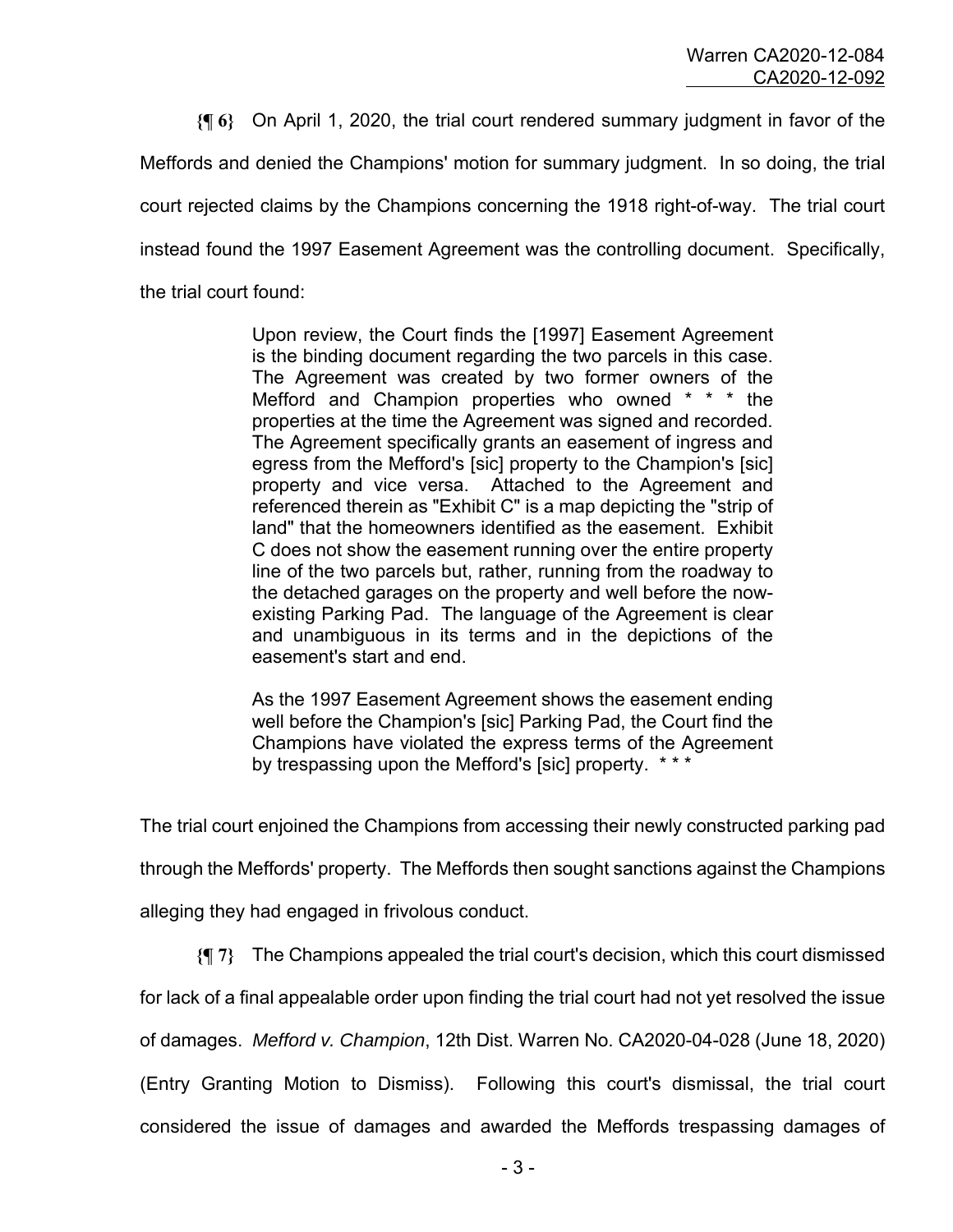**{¶ 6}** On April 1, 2020, the trial court rendered summary judgment in favor of the Meffords and denied the Champions' motion for summary judgment. In so doing, the trial court rejected claims by the Champions concerning the 1918 right-of-way. The trial court instead found the 1997 Easement Agreement was the controlling document. Specifically, the trial court found:

> Upon review, the Court finds the [1997] Easement Agreement is the binding document regarding the two parcels in this case. The Agreement was created by two former owners of the Mefford and Champion properties who owned * * * the properties at the time the Agreement was signed and recorded. The Agreement specifically grants an easement of ingress and egress from the Mefford's [sic] property to the Champion's [sic] property and vice versa. Attached to the Agreement and referenced therein as "Exhibit C" is a map depicting the "strip of land" that the homeowners identified as the easement. Exhibit C does not show the easement running over the entire property line of the two parcels but, rather, running from the roadway to the detached garages on the property and well before the now-existing Parking Pad. The language of the Agreement is clear and unambiguous in its terms and in the depictions of the easement's start and end.
>
> As the 1997 Easement Agreement shows the easement ending well before the Champion's [sic] Parking Pad, the Court find the Champions have violated the express terms of the Agreement by trespassing upon the Mefford's [sic] property. * * *

The trial court enjoined the Champions from accessing their newly constructed parking pad through the Meffords' property. The Meffords then sought sanctions against the Champions alleging they had engaged in frivolous conduct.

**{¶ 7}** The Champions appealed the trial court's decision, which this court dismissed for lack of a final appealable order upon finding the trial court had not yet resolved the issue of damages. *Mefford v. Champion*, 12th Dist. Warren No. CA2020-04-028 (June 18, 2020) (Entry Granting Motion to Dismiss). Following this court's dismissal, the trial court considered the issue of damages and awarded the Meffords trespassing damages of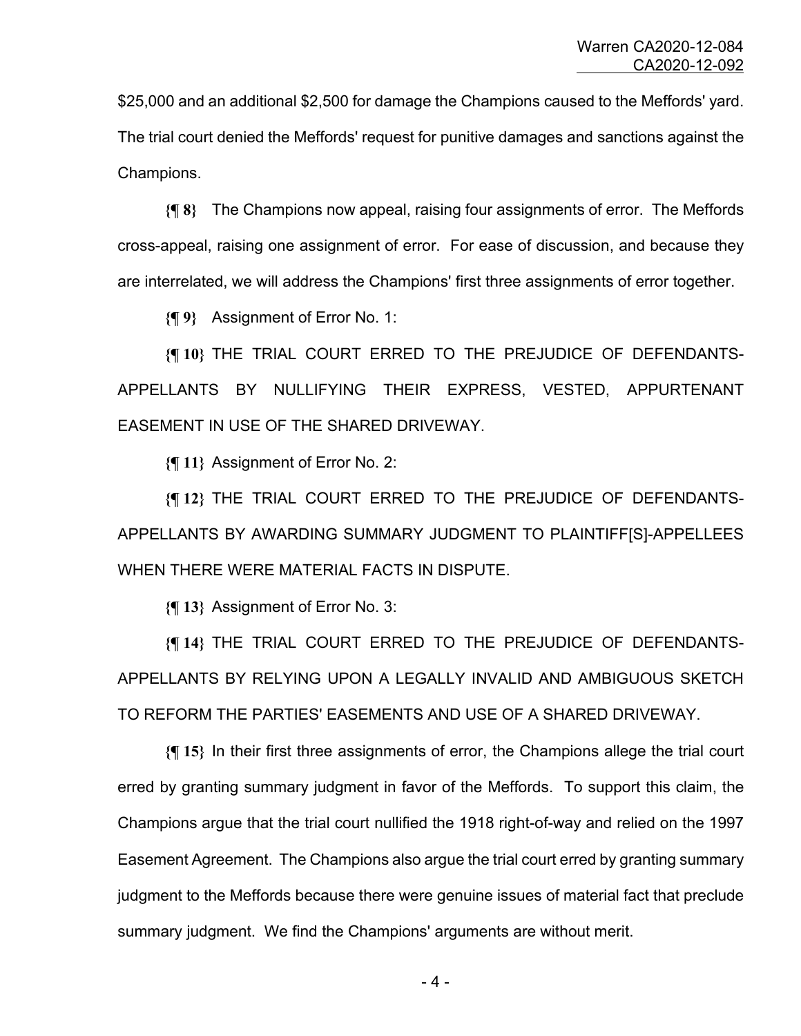$25,000 and an additional $2,500 for damage the Champions caused to the Meffords' yard. The trial court denied the Meffords' request for punitive damages and sanctions against the Champions.

**{¶ 8}** The Champions now appeal, raising four assignments of error. The Meffords cross-appeal, raising one assignment of error. For ease of discussion, and because they are interrelated, we will address the Champions' first three assignments of error together.

**{¶ 9}** Assignment of Error No. 1:

**{¶ 10}** THE TRIAL COURT ERRED TO THE PREJUDICE OF DEFENDANTS-APPELLANTS BY NULLIFYING THEIR EXPRESS, VESTED, APPURTENANT EASEMENT IN USE OF THE SHARED DRIVEWAY.

**{¶ 11}** Assignment of Error No. 2:

**{¶ 12}** THE TRIAL COURT ERRED TO THE PREJUDICE OF DEFENDANTS-APPELLANTS BY AWARDING SUMMARY JUDGMENT TO PLAINTIFF[S]-APPELLEES WHEN THERE WERE MATERIAL FACTS IN DISPUTE.

**{¶ 13}** Assignment of Error No. 3:

**{¶ 14}** THE TRIAL COURT ERRED TO THE PREJUDICE OF DEFENDANTS-APPELLANTS BY RELYING UPON A LEGALLY INVALID AND AMBIGUOUS SKETCH TO REFORM THE PARTIES' EASEMENTS AND USE OF A SHARED DRIVEWAY.

**{¶ 15}** In their first three assignments of error, the Champions allege the trial court erred by granting summary judgment in favor of the Meffords. To support this claim, the Champions argue that the trial court nullified the 1918 right-of-way and relied on the 1997 Easement Agreement. The Champions also argue the trial court erred by granting summary judgment to the Meffords because there were genuine issues of material fact that preclude summary judgment. We find the Champions' arguments are without merit.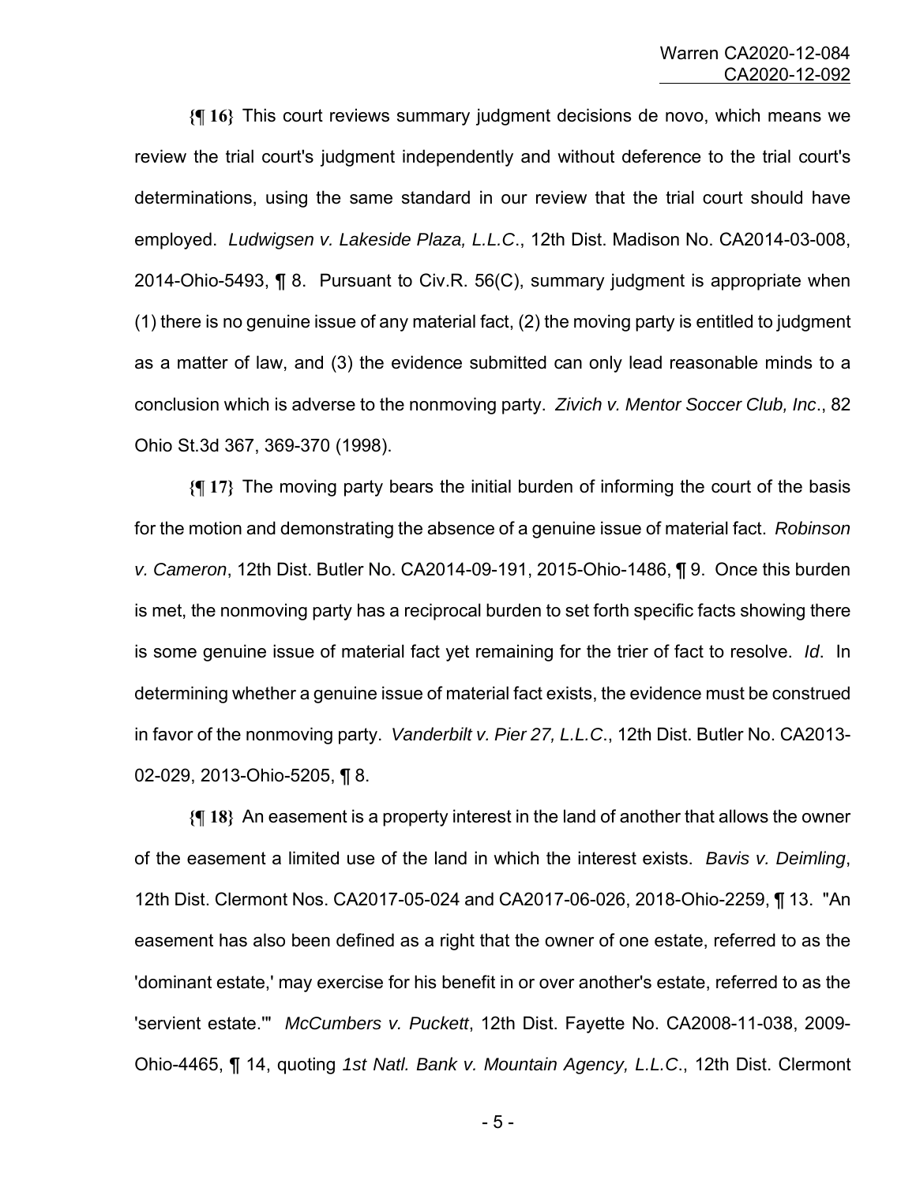**{¶ 16}** This court reviews summary judgment decisions de novo, which means we review the trial court's judgment independently and without deference to the trial court's determinations, using the same standard in our review that the trial court should have employed. *Ludwigsen v. Lakeside Plaza, L.L.C*., 12th Dist. Madison No. CA2014-03-008, 2014-Ohio-5493, ¶ 8. Pursuant to Civ.R. 56(C), summary judgment is appropriate when (1) there is no genuine issue of any material fact, (2) the moving party is entitled to judgment as a matter of law, and (3) the evidence submitted can only lead reasonable minds to a conclusion which is adverse to the nonmoving party. *Zivich v. Mentor Soccer Club, Inc*., 82 Ohio St.3d 367, 369-370 (1998).

**{¶ 17}** The moving party bears the initial burden of informing the court of the basis for the motion and demonstrating the absence of a genuine issue of material fact. *Robinson v. Cameron*, 12th Dist. Butler No. CA2014-09-191, 2015-Ohio-1486, ¶ 9. Once this burden is met, the nonmoving party has a reciprocal burden to set forth specific facts showing there is some genuine issue of material fact yet remaining for the trier of fact to resolve. *Id*. In determining whether a genuine issue of material fact exists, the evidence must be construed in favor of the nonmoving party. *Vanderbilt v. Pier 27, L.L.C*., 12th Dist. Butler No. CA2013-02-029, 2013-Ohio-5205, ¶ 8.

**{¶ 18}** An easement is a property interest in the land of another that allows the owner of the easement a limited use of the land in which the interest exists. *Bavis v. Deimling*, 12th Dist. Clermont Nos. CA2017-05-024 and CA2017-06-026, 2018-Ohio-2259, ¶ 13. "An easement has also been defined as a right that the owner of one estate, referred to as the 'dominant estate,' may exercise for his benefit in or over another's estate, referred to as the 'servient estate.'" *McCumbers v. Puckett*, 12th Dist. Fayette No. CA2008-11-038, 2009-Ohio-4465, ¶ 14, quoting *1st Natl. Bank v. Mountain Agency, L.L.C*., 12th Dist. Clermont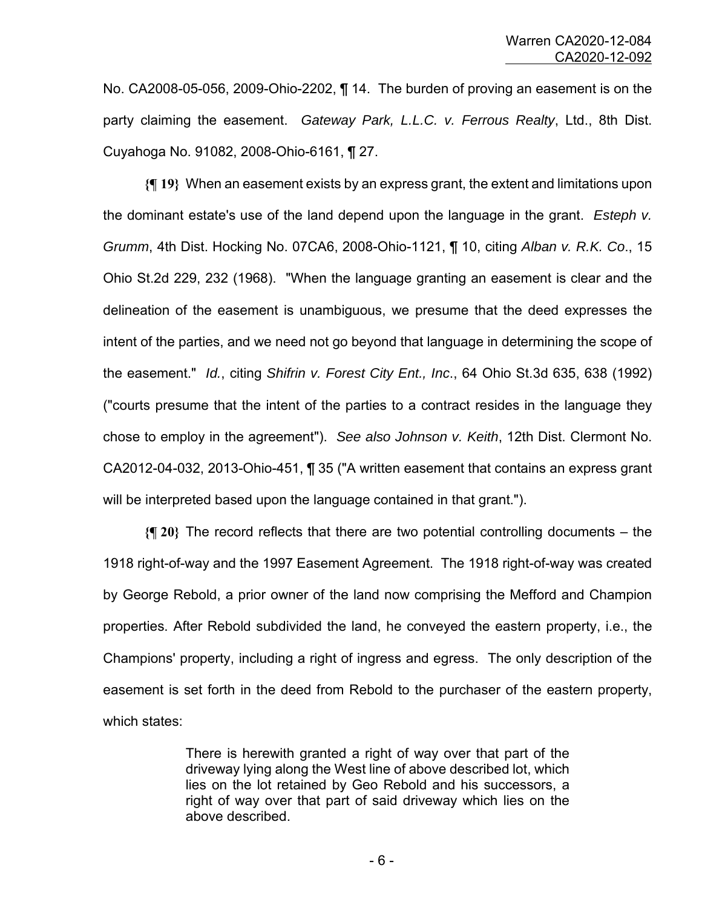No. CA2008-05-056, 2009-Ohio-2202, ¶ 14. The burden of proving an easement is on the party claiming the easement. *Gateway Park, L.L.C. v. Ferrous Realty*, Ltd., 8th Dist. Cuyahoga No. 91082, 2008-Ohio-6161, ¶ 27.

**{¶ 19}** When an easement exists by an express grant, the extent and limitations upon the dominant estate's use of the land depend upon the language in the grant. *Esteph v. Grumm*, 4th Dist. Hocking No. 07CA6, 2008-Ohio-1121, ¶ 10, citing *Alban v. R.K. Co*., 15 Ohio St.2d 229, 232 (1968). "When the language granting an easement is clear and the delineation of the easement is unambiguous, we presume that the deed expresses the intent of the parties, and we need not go beyond that language in determining the scope of the easement." *Id.*, citing *Shifrin v. Forest City Ent., Inc*., 64 Ohio St.3d 635, 638 (1992) ("courts presume that the intent of the parties to a contract resides in the language they chose to employ in the agreement"). *See also Johnson v. Keith*, 12th Dist. Clermont No. CA2012-04-032, 2013-Ohio-451, ¶ 35 ("A written easement that contains an express grant will be interpreted based upon the language contained in that grant.").

**{¶ 20}** The record reflects that there are two potential controlling documents – the 1918 right-of-way and the 1997 Easement Agreement. The 1918 right-of-way was created by George Rebold, a prior owner of the land now comprising the Mefford and Champion properties. After Rebold subdivided the land, he conveyed the eastern property, i.e., the Champions' property, including a right of ingress and egress. The only description of the easement is set forth in the deed from Rebold to the purchaser of the eastern property, which states:

> There is herewith granted a right of way over that part of the driveway lying along the West line of above described lot, which lies on the lot retained by Geo Rebold and his successors, a right of way over that part of said driveway which lies on the above described.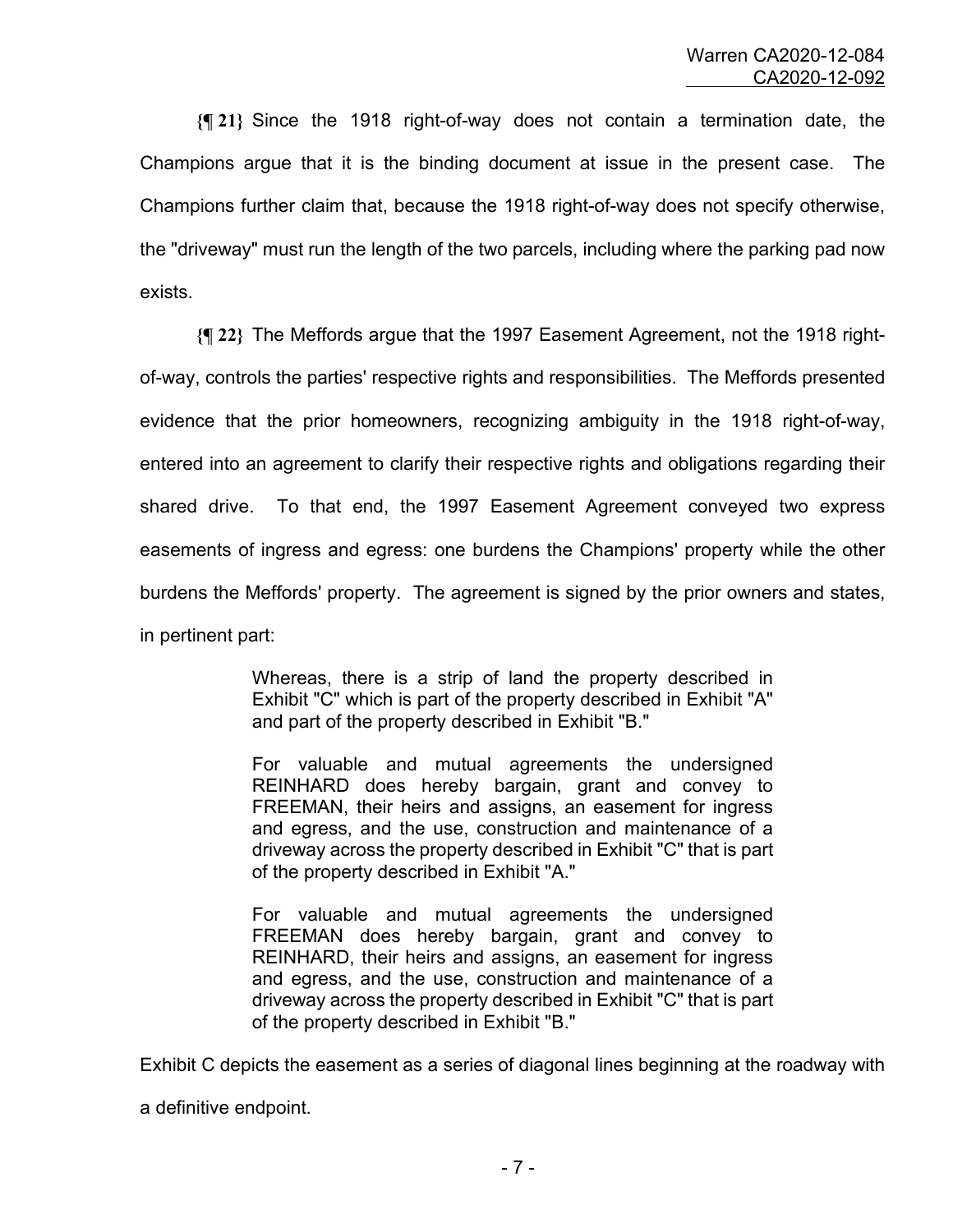**{¶ 21}** Since the 1918 right-of-way does not contain a termination date, the Champions argue that it is the binding document at issue in the present case. The Champions further claim that, because the 1918 right-of-way does not specify otherwise, the "driveway" must run the length of the two parcels, including where the parking pad now exists.

**{¶ 22}** The Meffords argue that the 1997 Easement Agreement, not the 1918 right-of-way, controls the parties' respective rights and responsibilities. The Meffords presented evidence that the prior homeowners, recognizing ambiguity in the 1918 right-of-way, entered into an agreement to clarify their respective rights and obligations regarding their shared drive. To that end, the 1997 Easement Agreement conveyed two express easements of ingress and egress: one burdens the Champions' property while the other burdens the Meffords' property. The agreement is signed by the prior owners and states, in pertinent part:

> Whereas, there is a strip of land the property described in Exhibit "C" which is part of the property described in Exhibit "A" and part of the property described in Exhibit "B."
>
> For valuable and mutual agreements the undersigned REINHARD does hereby bargain, grant and convey to FREEMAN, their heirs and assigns, an easement for ingress and egress, and the use, construction and maintenance of a driveway across the property described in Exhibit "C" that is part of the property described in Exhibit "A."
>
> For valuable and mutual agreements the undersigned FREEMAN does hereby bargain, grant and convey to REINHARD, their heirs and assigns, an easement for ingress and egress, and the use, construction and maintenance of a driveway across the property described in Exhibit "C" that is part of the property described in Exhibit "B."

Exhibit C depicts the easement as a series of diagonal lines beginning at the roadway with a definitive endpoint.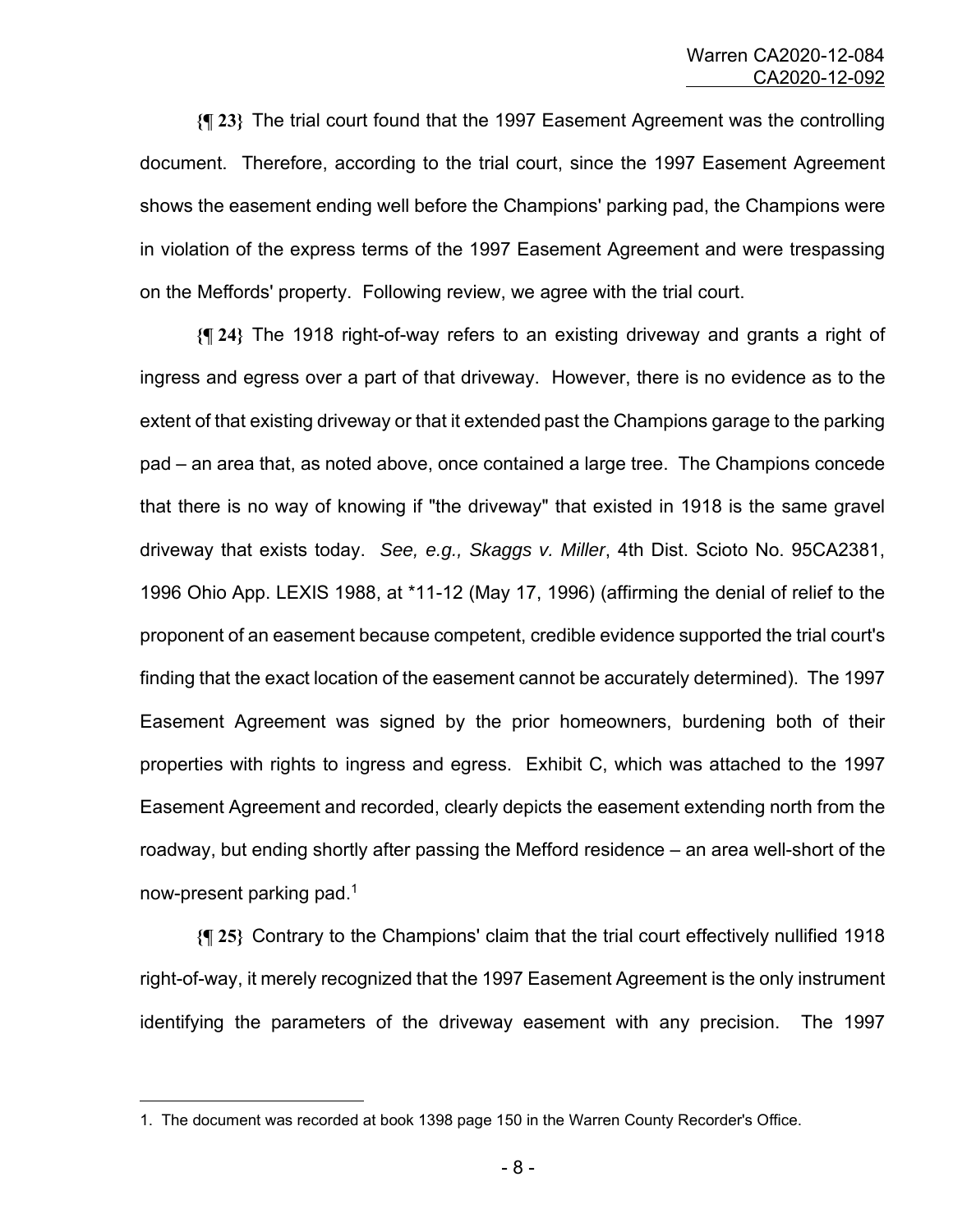**{¶ 23}** The trial court found that the 1997 Easement Agreement was the controlling document. Therefore, according to the trial court, since the 1997 Easement Agreement shows the easement ending well before the Champions' parking pad, the Champions were in violation of the express terms of the 1997 Easement Agreement and were trespassing on the Meffords' property. Following review, we agree with the trial court.

**{¶ 24}** The 1918 right-of-way refers to an existing driveway and grants a right of ingress and egress over a part of that driveway. However, there is no evidence as to the extent of that existing driveway or that it extended past the Champions garage to the parking pad – an area that, as noted above, once contained a large tree. The Champions concede that there is no way of knowing if "the driveway" that existed in 1918 is the same gravel driveway that exists today. *See, e.g., Skaggs v. Miller*, 4th Dist. Scioto No. 95CA2381, 1996 Ohio App. LEXIS 1988, at *11-12 (May 17, 1996) (affirming the denial of relief to the proponent of an easement because competent, credible evidence supported the trial court's finding that the exact location of the easement cannot be accurately determined). The 1997 Easement Agreement was signed by the prior homeowners, burdening both of their properties with rights to ingress and egress. Exhibit C, which was attached to the 1997 Easement Agreement and recorded, clearly depicts the easement extending north from the roadway, but ending shortly after passing the Mefford residence – an area well-short of the now-present parking pad.[1]

**{¶ 25}** Contrary to the Champions' claim that the trial court effectively nullified 1918 right-of-way, it merely recognized that the 1997 Easement Agreement is the only instrument identifying the parameters of the driveway easement with any precision. The 1997

---

1. The document was recorded at book 1398 page 150 in the Warren County Recorder's Office.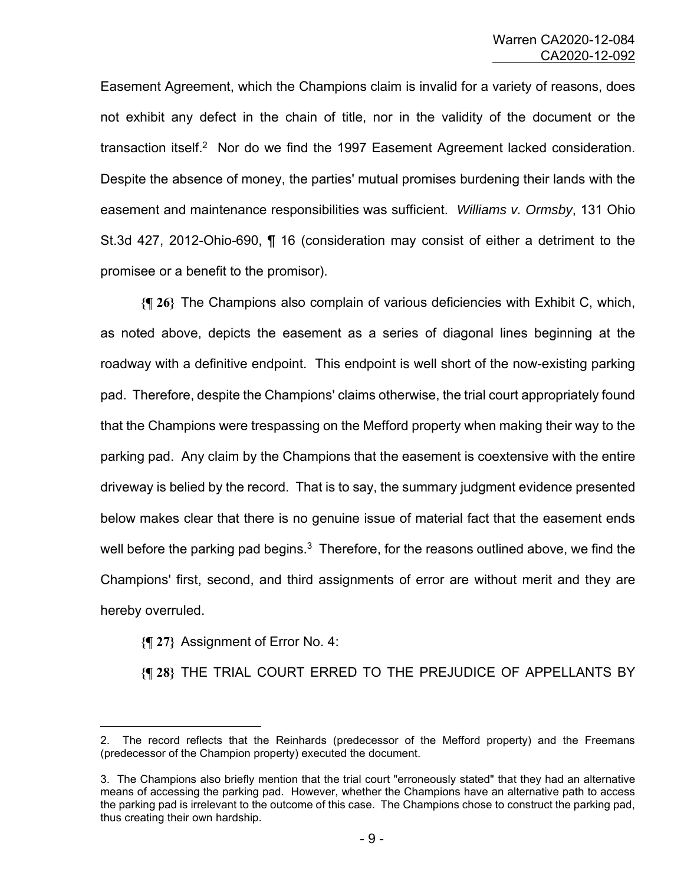Easement Agreement, which the Champions claim is invalid for a variety of reasons, does not exhibit any defect in the chain of title, nor in the validity of the document or the transaction itself.[2] Nor do we find the 1997 Easement Agreement lacked consideration. Despite the absence of money, the parties' mutual promises burdening their lands with the easement and maintenance responsibilities was sufficient. *Williams v. Ormsby*, 131 Ohio St.3d 427, 2012-Ohio-690, ¶ 16 (consideration may consist of either a detriment to the promisee or a benefit to the promisor).

**{¶ 26}** The Champions also complain of various deficiencies with Exhibit C, which, as noted above, depicts the easement as a series of diagonal lines beginning at the roadway with a definitive endpoint. This endpoint is well short of the now-existing parking pad. Therefore, despite the Champions' claims otherwise, the trial court appropriately found that the Champions were trespassing on the Mefford property when making their way to the parking pad. Any claim by the Champions that the easement is coextensive with the entire driveway is belied by the record. That is to say, the summary judgment evidence presented below makes clear that there is no genuine issue of material fact that the easement ends well before the parking pad begins.[3] Therefore, for the reasons outlined above, we find the Champions' first, second, and third assignments of error are without merit and they are hereby overruled.

**{¶ 27}** Assignment of Error No. 4:

**{¶ 28}** THE TRIAL COURT ERRED TO THE PREJUDICE OF APPELLANTS BY

---

2. The record reflects that the Reinhards (predecessor of the Mefford property) and the Freemans (predecessor of the Champion property) executed the document.

3. The Champions also briefly mention that the trial court "erroneously stated" that they had an alternative means of accessing the parking pad. However, whether the Champions have an alternative path to access the parking pad is irrelevant to the outcome of this case. The Champions chose to construct the parking pad, thus creating their own hardship.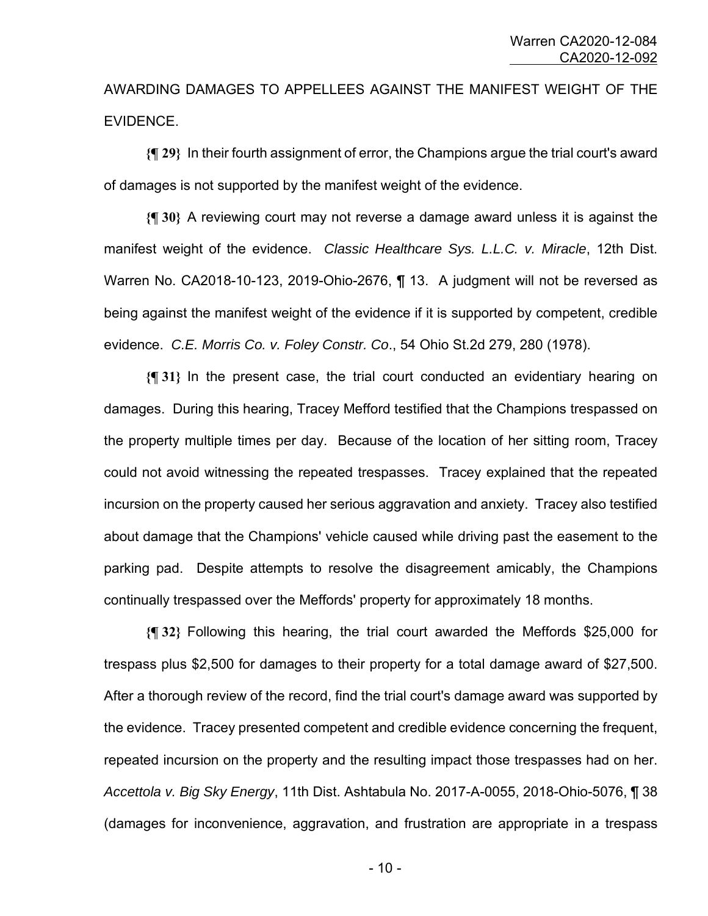AWARDING DAMAGES TO APPELLEES AGAINST THE MANIFEST WEIGHT OF THE EVIDENCE.

**{¶ 29}** In their fourth assignment of error, the Champions argue the trial court's award of damages is not supported by the manifest weight of the evidence.

**{¶ 30}** A reviewing court may not reverse a damage award unless it is against the manifest weight of the evidence. *Classic Healthcare Sys. L.L.C. v. Miracle*, 12th Dist. Warren No. CA2018-10-123, 2019-Ohio-2676, ¶ 13. A judgment will not be reversed as being against the manifest weight of the evidence if it is supported by competent, credible evidence. *C.E. Morris Co. v. Foley Constr. Co*., 54 Ohio St.2d 279, 280 (1978).

**{¶ 31}** In the present case, the trial court conducted an evidentiary hearing on damages. During this hearing, Tracey Mefford testified that the Champions trespassed on the property multiple times per day. Because of the location of her sitting room, Tracey could not avoid witnessing the repeated trespasses. Tracey explained that the repeated incursion on the property caused her serious aggravation and anxiety. Tracey also testified about damage that the Champions' vehicle caused while driving past the easement to the parking pad. Despite attempts to resolve the disagreement amicably, the Champions continually trespassed over the Meffords' property for approximately 18 months.

**{¶ 32}** Following this hearing, the trial court awarded the Meffords \$25,000 for trespass plus \$2,500 for damages to their property for a total damage award of \$27,500. After a thorough review of the record, find the trial court's damage award was supported by the evidence. Tracey presented competent and credible evidence concerning the frequent, repeated incursion on the property and the resulting impact those trespasses had on her. *Accettola v. Big Sky Energy*, 11th Dist. Ashtabula No. 2017-A-0055, 2018-Ohio-5076, ¶ 38 (damages for inconvenience, aggravation, and frustration are appropriate in a trespass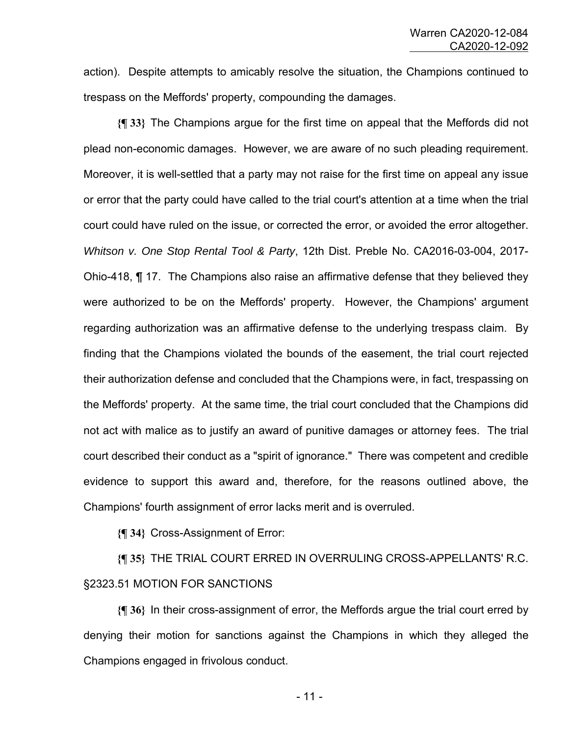action). Despite attempts to amicably resolve the situation, the Champions continued to trespass on the Meffords' property, compounding the damages.

**{¶ 33}** The Champions argue for the first time on appeal that the Meffords did not plead non-economic damages. However, we are aware of no such pleading requirement. Moreover, it is well-settled that a party may not raise for the first time on appeal any issue or error that the party could have called to the trial court's attention at a time when the trial court could have ruled on the issue, or corrected the error, or avoided the error altogether. *Whitson v. One Stop Rental Tool & Party*, 12th Dist. Preble No. CA2016-03-004, 2017-Ohio-418, ¶ 17. The Champions also raise an affirmative defense that they believed they were authorized to be on the Meffords' property. However, the Champions' argument regarding authorization was an affirmative defense to the underlying trespass claim. By finding that the Champions violated the bounds of the easement, the trial court rejected their authorization defense and concluded that the Champions were, in fact, trespassing on the Meffords' property. At the same time, the trial court concluded that the Champions did not act with malice as to justify an award of punitive damages or attorney fees. The trial court described their conduct as a "spirit of ignorance." There was competent and credible evidence to support this award and, therefore, for the reasons outlined above, the Champions' fourth assignment of error lacks merit and is overruled.

**{¶ 34}** Cross-Assignment of Error:

**{¶ 35}** THE TRIAL COURT ERRED IN OVERRULING CROSS-APPELLANTS' R.C. §2323.51 MOTION FOR SANCTIONS

**{¶ 36}** In their cross-assignment of error, the Meffords argue the trial court erred by denying their motion for sanctions against the Champions in which they alleged the Champions engaged in frivolous conduct.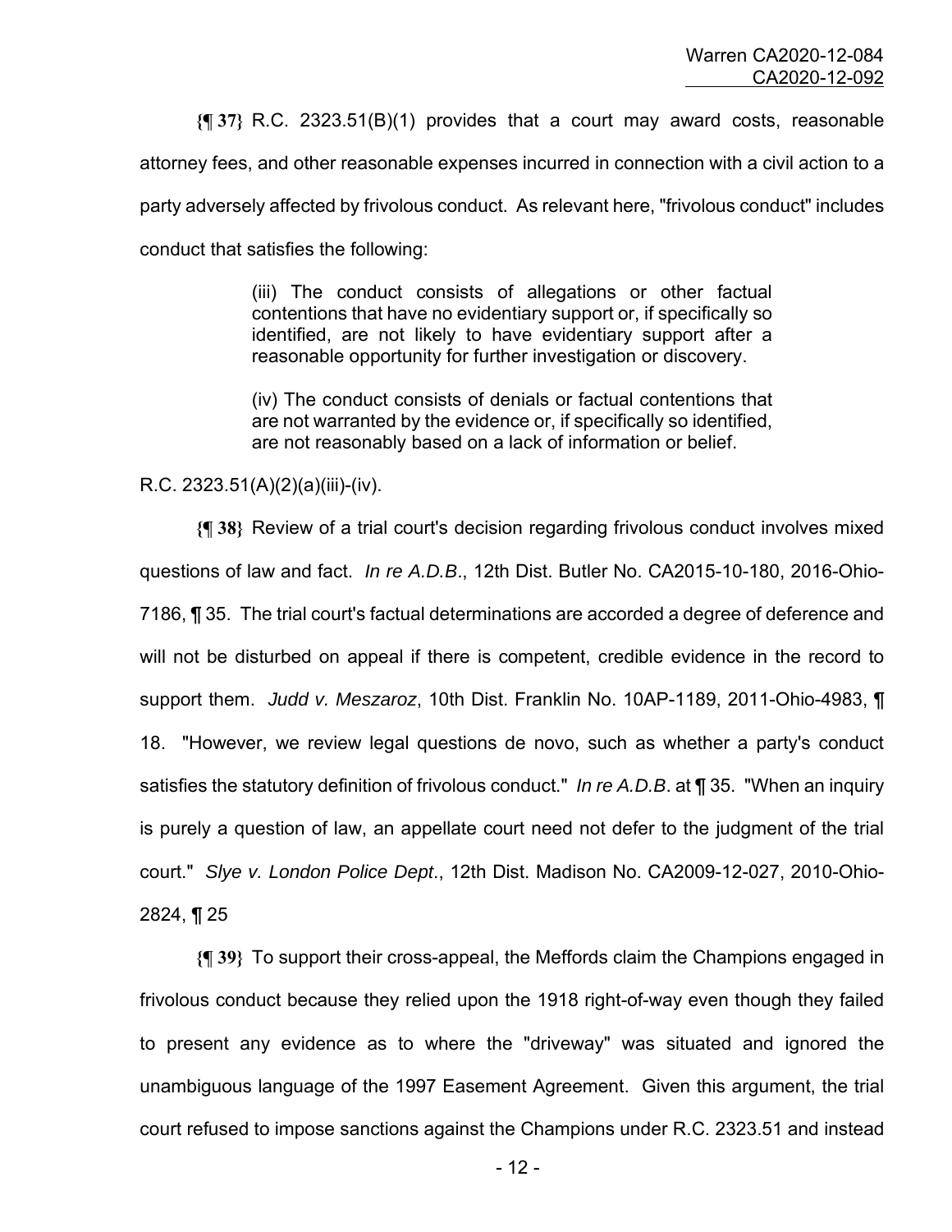**{¶ 37}** R.C. 2323.51(B)(1) provides that a court may award costs, reasonable attorney fees, and other reasonable expenses incurred in connection with a civil action to a party adversely affected by frivolous conduct. As relevant here, "frivolous conduct" includes conduct that satisfies the following:

> (iii) The conduct consists of allegations or other factual contentions that have no evidentiary support or, if specifically so identified, are not likely to have evidentiary support after a reasonable opportunity for further investigation or discovery.
>
> (iv) The conduct consists of denials or factual contentions that are not warranted by the evidence or, if specifically so identified, are not reasonably based on a lack of information or belief.

R.C. 2323.51(A)(2)(a)(iii)-(iv).

**{¶ 38}** Review of a trial court's decision regarding frivolous conduct involves mixed questions of law and fact. *In re A.D.B*., 12th Dist. Butler No. CA2015-10-180, 2016-Ohio-7186, ¶ 35. The trial court's factual determinations are accorded a degree of deference and will not be disturbed on appeal if there is competent, credible evidence in the record to support them. *Judd v. Meszaroz*, 10th Dist. Franklin No. 10AP-1189, 2011-Ohio-4983, ¶ 18. "However, we review legal questions de novo, such as whether a party's conduct satisfies the statutory definition of frivolous conduct." *In re A.D.B*. at ¶ 35. "When an inquiry is purely a question of law, an appellate court need not defer to the judgment of the trial court." *Slye v. London Police Dept*., 12th Dist. Madison No. CA2009-12-027, 2010-Ohio-2824, ¶ 25

**{¶ 39}** To support their cross-appeal, the Meffords claim the Champions engaged in frivolous conduct because they relied upon the 1918 right-of-way even though they failed to present any evidence as to where the "driveway" was situated and ignored the unambiguous language of the 1997 Easement Agreement. Given this argument, the trial court refused to impose sanctions against the Champions under R.C. 2323.51 and instead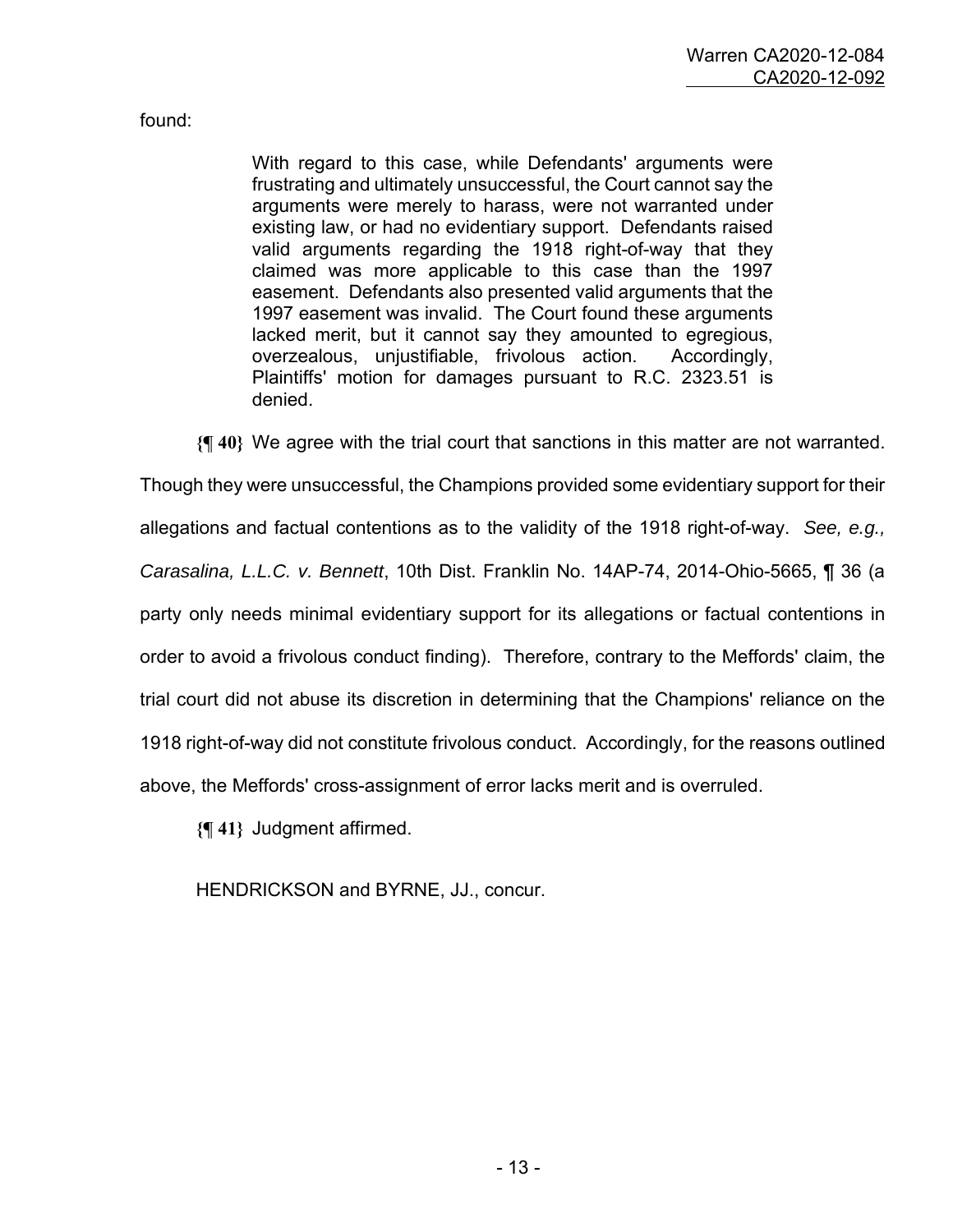found:

> With regard to this case, while Defendants' arguments were frustrating and ultimately unsuccessful, the Court cannot say the arguments were merely to harass, were not warranted under existing law, or had no evidentiary support. Defendants raised valid arguments regarding the 1918 right-of-way that they claimed was more applicable to this case than the 1997 easement. Defendants also presented valid arguments that the 1997 easement was invalid. The Court found these arguments lacked merit, but it cannot say they amounted to egregious, overzealous, unjustifiable, frivolous action. Accordingly, Plaintiffs' motion for damages pursuant to R.C. 2323.51 is denied.

**{¶ 40}** We agree with the trial court that sanctions in this matter are not warranted. Though they were unsuccessful, the Champions provided some evidentiary support for their allegations and factual contentions as to the validity of the 1918 right-of-way. *See, e.g., Carasalina, L.L.C. v. Bennett*, 10th Dist. Franklin No. 14AP-74, 2014-Ohio-5665, ¶ 36 (a party only needs minimal evidentiary support for its allegations or factual contentions in order to avoid a frivolous conduct finding). Therefore, contrary to the Meffords' claim, the trial court did not abuse its discretion in determining that the Champions' reliance on the 1918 right-of-way did not constitute frivolous conduct. Accordingly, for the reasons outlined above, the Meffords' cross-assignment of error lacks merit and is overruled.

**{¶ 41}** Judgment affirmed.

HENDRICKSON and BYRNE, JJ., concur.